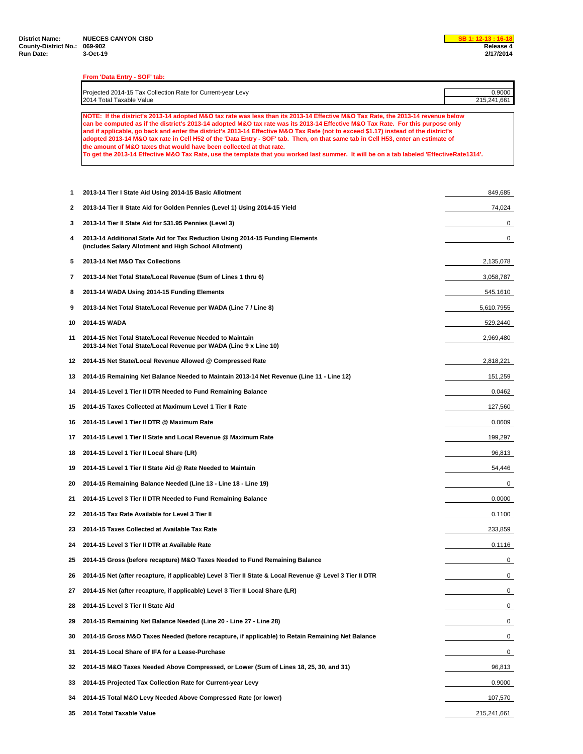| | | | |
|---|---|---|---|
| **District Name:** | **NUECES CANYON CISD** | | **SB 1: 12-13 : 16-18** |
| **County-District No.:** | **069-902** | | **Release 4** |
| **Run Date:** | **3-Oct-19** | | **2/17/2014** |

**From 'Data Entry - SOF' tab:**

| | |
|---|---|
| Projected 2014-15 Tax Collection Rate for Current-year Levy | 0.9000 |
| 2014 Total Taxable Value | 215,241,661 |

**NOTE: If the district's 2013-14 adopted M&O tax rate was less than its 2013-14 Effective M&O Tax Rate, the 2013-14 revenue below can be computed as if the district's 2013-14 adopted M&O tax rate was its 2013-14 Effective M&O Tax Rate. For this purpose only and if applicable, go back and enter the district's 2013-14 Effective M&O Tax Rate (not to exceed $1.17) instead of the district's adopted 2013-14 M&O tax rate in Cell H52 of the 'Data Entry - SOF' tab. Then, on that same tab in Cell H53, enter an estimate of the amount of M&O taxes that would have been collected at that rate.**
**To get the 2013-14 Effective M&O Tax Rate, use the template that you worked last summer. It will be on a tab labeled 'EffectiveRate1314'.**

| Line | Description | Amount |
|---|---|---|
| 1 | **2013-14 Tier I State Aid Using 2014-15 Basic Allotment** | 849,685 |
| 2 | **2013-14 Tier II State Aid for Golden Pennies (Level 1) Using 2014-15 Yield** | 74,024 |
| 3 | **2013-14 Tier II State Aid for $31.95 Pennies (Level 3)** | 0 |
| 4 | **2013-14 Additional State Aid for Tax Reduction Using 2014-15 Funding Elements (includes Salary Allotment and High School Allotment)** | 0 |
| 5 | **2013-14 Net M&O Tax Collections** | 2,135,078 |
| 7 | **2013-14 Net Total State/Local Revenue (Sum of Lines 1 thru 6)** | 3,058,787 |
| 8 | **2013-14 WADA Using 2014-15 Funding Elements** | 545.1610 |
| 9 | **2013-14 Net Total State/Local Revenue per WADA (Line 7 / Line 8)** | 5,610.7955 |
| 10 | **2014-15 WADA** | 529.2440 |
| 11 | **2014-15 Net Total State/Local Revenue Needed to Maintain 2013-14 Net Total State/Local Revenue per WADA (Line 9 x Line 10)** | 2,969,480 |
| 12 | **2014-15 Net State/Local Revenue Allowed @ Compressed Rate** | 2,818,221 |
| 13 | **2014-15 Remaining Net Balance Needed to Maintain 2013-14 Net Revenue (Line 11 - Line 12)** | 151,259 |
| 14 | **2014-15 Level 1 Tier II DTR Needed to Fund Remaining Balance** | 0.0462 |
| 15 | **2014-15 Taxes Collected at Maximum Level 1 Tier II Rate** | 127,560 |
| 16 | **2014-15 Level 1 Tier II DTR @ Maximum Rate** | 0.0609 |
| 17 | **2014-15 Level 1 Tier II State and Local Revenue @ Maximum Rate** | 199,297 |
| 18 | **2014-15 Level 1 Tier II Local Share (LR)** | 96,813 |
| 19 | **2014-15 Level 1 Tier II State Aid @ Rate Needed to Maintain** | 54,446 |
| 20 | **2014-15 Remaining Balance Needed (Line 13 - Line 18 - Line 19)** | 0 |
| 21 | **2014-15 Level 3 Tier II DTR Needed to Fund Remaining Balance** | 0.0000 |
| 22 | **2014-15 Tax Rate Available for Level 3 Tier II** | 0.1100 |
| 23 | **2014-15 Taxes Collected at Available Tax Rate** | 233,859 |
| 24 | **2014-15 Level 3 Tier II DTR at Available Rate** | 0.1116 |
| 25 | **2014-15 Gross (before recapture) M&O Taxes Needed to Fund Remaining Balance** | 0 |
| 26 | **2014-15 Net (after recapture, if applicable) Level 3 Tier II State & Local Revenue @ Level 3 Tier II DTR** | 0 |
| 27 | **2014-15 Net (after recapture, if applicable) Level 3 Tier II Local Share (LR)** | 0 |
| 28 | **2014-15 Level 3 Tier II State Aid** | 0 |
| 29 | **2014-15 Remaining Net Balance Needed (Line 20 - Line 27 - Line 28)** | 0 |
| 30 | **2014-15 Gross M&O Taxes Needed (before recapture, if applicable) to Retain Remaining Net Balance** | 0 |
| 31 | **2014-15 Local Share of IFA for a Lease-Purchase** | 0 |
| 32 | **2014-15 M&O Taxes Needed Above Compressed, or Lower (Sum of Lines 18, 25, 30, and 31)** | 96,813 |
| 33 | **2014-15 Projected Tax Collection Rate for Current-year Levy** | 0.9000 |
| 34 | **2014-15 Total M&O Levy Needed Above Compressed Rate (or lower)** | 107,570 |
| 35 | **2014 Total Taxable Value** | 215,241,661 |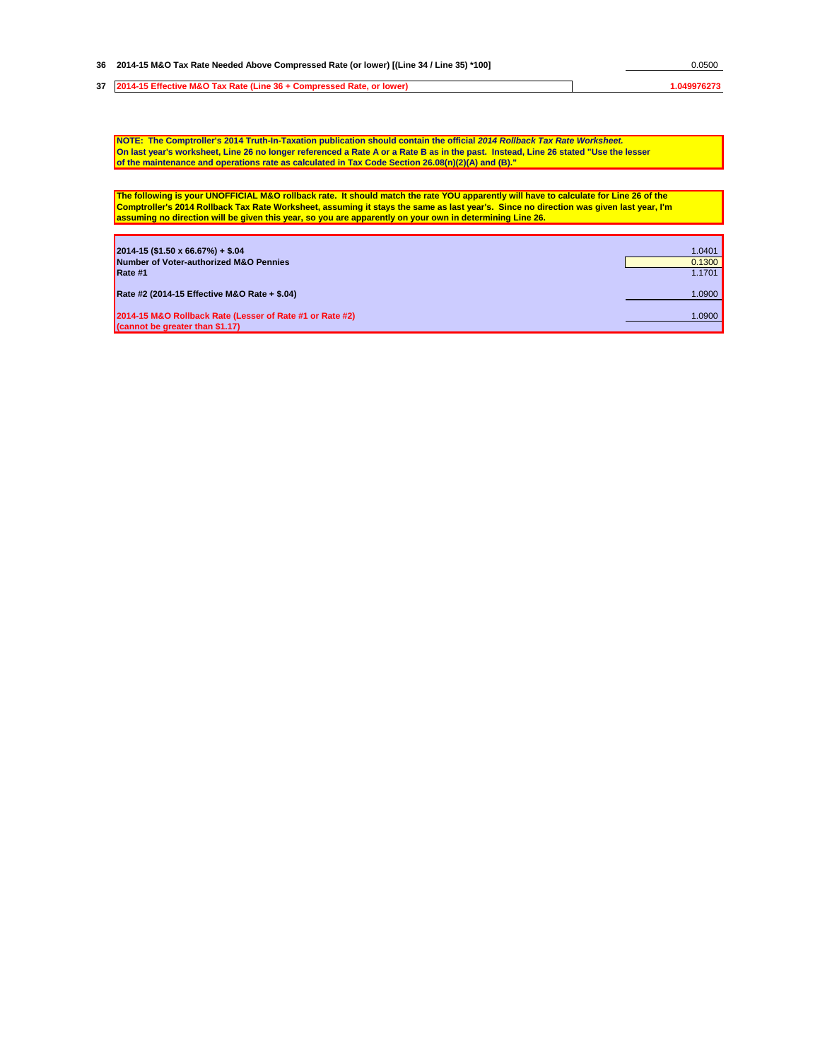| | | |
|---|---|---|
| 36 | 2014-15 M&O Tax Rate Needed Above Compressed Rate (or lower) [(Line 34 / Line 35) *100] | 0.0500 |
| 37 | 2014-15 Effective M&O Tax Rate (Line 36 + Compressed Rate, or lower) | 1.049976273 |

**NOTE: The Comptroller's 2014 Truth-In-Taxation publication should contain the official *2014 Rollback Tax Rate Worksheet.* On last year's worksheet, Line 26 no longer referenced a Rate A or a Rate B as in the past. Instead, Line 26 stated "Use the lesser of the maintenance and operations rate as calculated in Tax Code Section 26.08(n)(2)(A) and (B)."**

**The following is your UNOFFICIAL M&O rollback rate. It should match the rate YOU apparently will have to calculate for Line 26 of the Comptroller's 2014 Rollback Tax Rate Worksheet, assuming it stays the same as last year's. Since no direction was given last year, I'm assuming no direction will be given this year, so you are apparently on your own in determining Line 26.**

| | |
|---|---|
| 2014-15 ($1.50 x 66.67%) + $.04 | 1.0401 |
| Number of Voter-authorized M&O Pennies | 0.1300 |
| Rate #1 | 1.1701 |
| Rate #2 (2014-15 Effective M&O Rate + $.04) | 1.0900 |
| 2014-15 M&O Rollback Rate (Lesser of Rate #1 or Rate #2) (cannot be greater than $1.17) | 1.0900 |